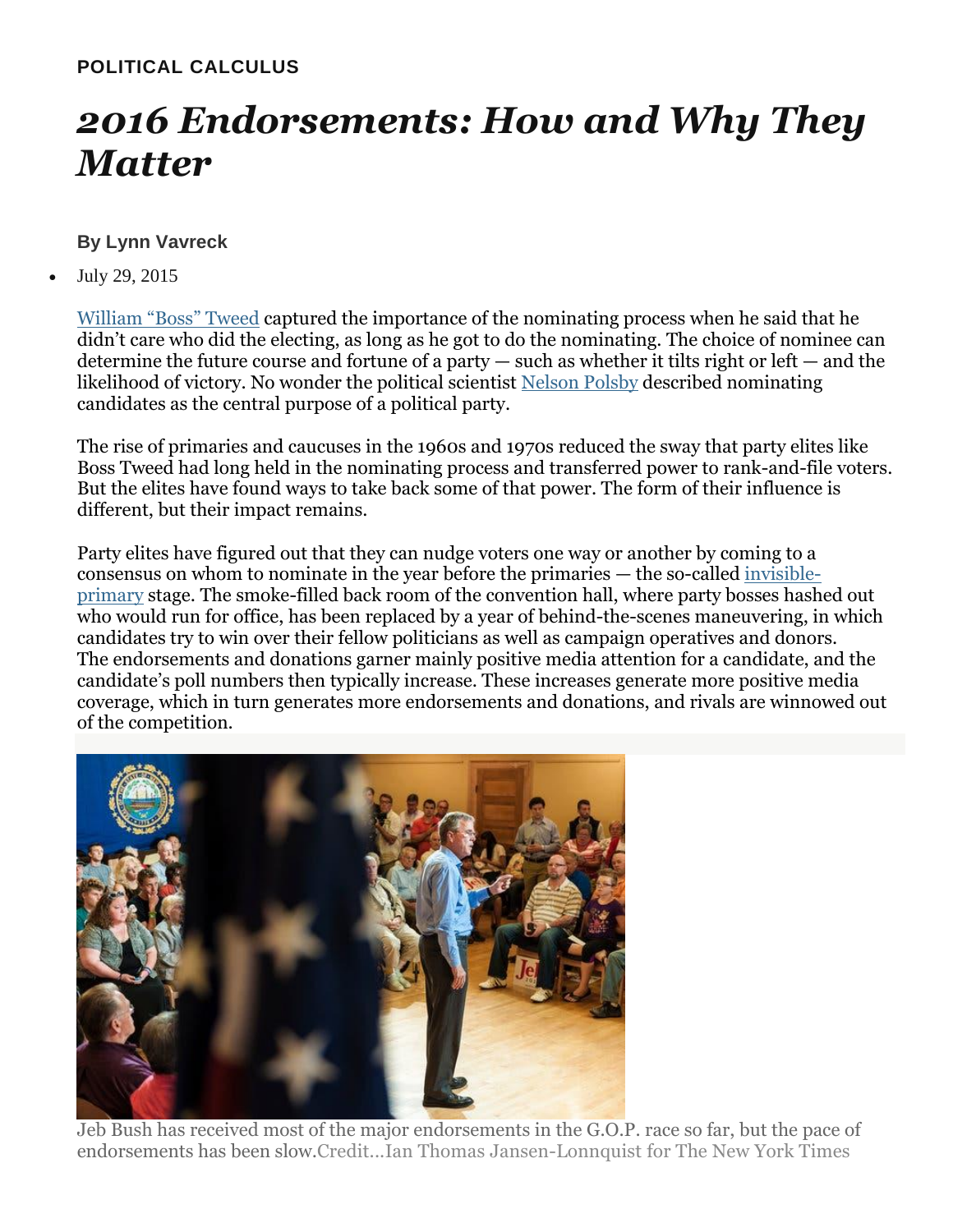**POLITICAL CALCULUS**

# *2016 Endorsements: How and Why They Matter*

**By Lynn Vavreck**

- July 29, 2015

William "Boss" Tweed captured the importance of the nominating process when he said that he didn't care who did the electing, as long as he got to do the nominating. The choice of nominee can determine the future course and fortune of a party — such as whether it tilts right or left — and the likelihood of victory. No wonder the political scientist Nelson Polsby described nominating candidates as the central purpose of a political party.

The rise of primaries and caucuses in the 1960s and 1970s reduced the sway that party elites like Boss Tweed had long held in the nominating process and transferred power to rank-and-file voters. But the elites have found ways to take back some of that power. The form of their influence is different, but their impact remains.

Party elites have figured out that they can nudge voters one way or another by coming to a consensus on whom to nominate in the year before the primaries — the so-called invisible-primary stage. The smoke-filled back room of the convention hall, where party bosses hashed out who would run for office, has been replaced by a year of behind-the-scenes maneuvering, in which candidates try to win over their fellow politicians as well as campaign operatives and donors. The endorsements and donations garner mainly positive media attention for a candidate, and the candidate's poll numbers then typically increase. These increases generate more positive media coverage, which in turn generates more endorsements and donations, and rivals are winnowed out of the competition.

Jeb Bush has received most of the major endorsements in the G.O.P. race so far, but the pace of endorsements has been slow. Credit...Ian Thomas Jansen-Lonnquist for The New York Times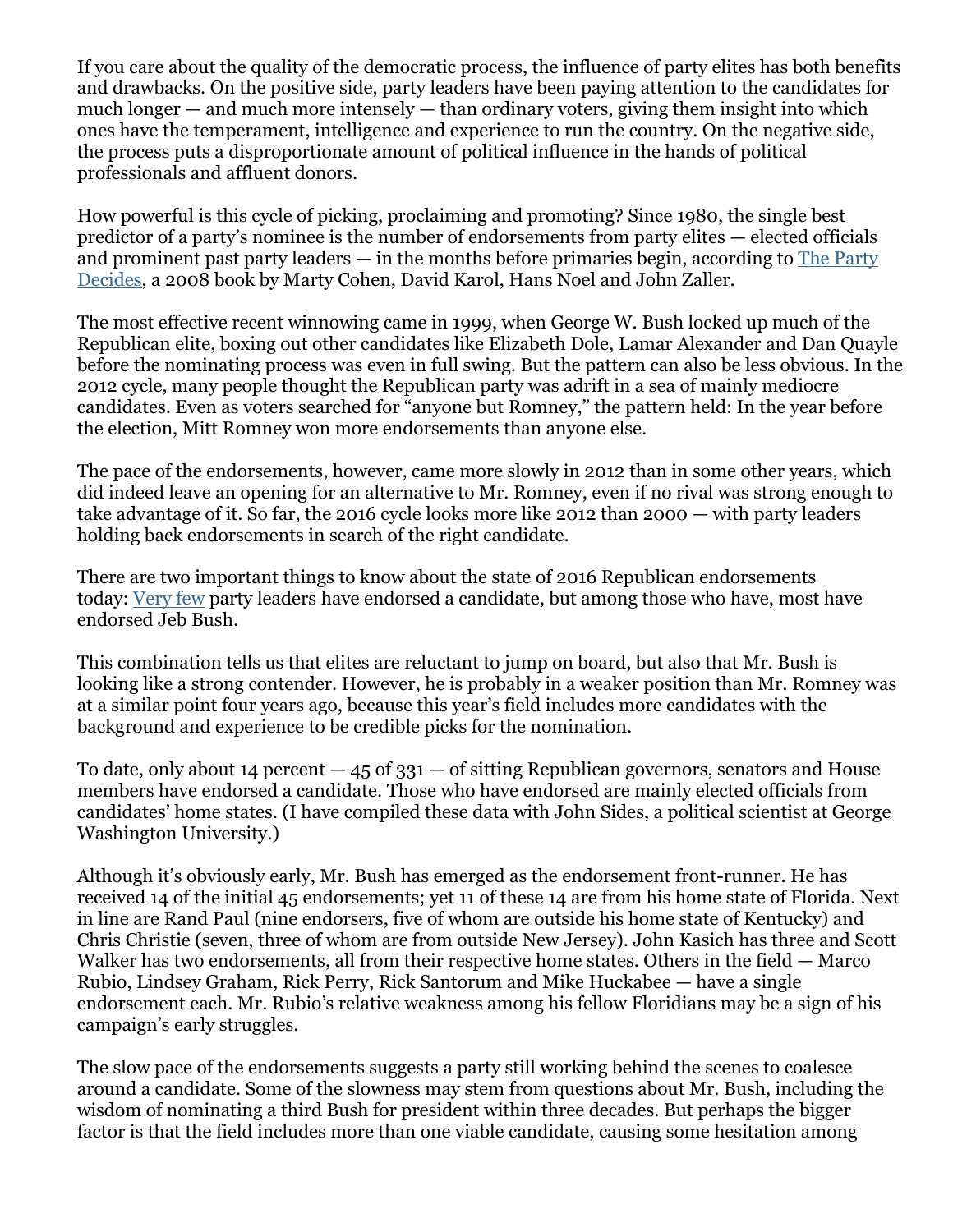If you care about the quality of the democratic process, the influence of party elites has both benefits and drawbacks. On the positive side, party leaders have been paying attention to the candidates for much longer — and much more intensely — than ordinary voters, giving them insight into which ones have the temperament, intelligence and experience to run the country. On the negative side, the process puts a disproportionate amount of political influence in the hands of political professionals and affluent donors.

How powerful is this cycle of picking, proclaiming and promoting? Since 1980, the single best predictor of a party's nominee is the number of endorsements from party elites — elected officials and prominent past party leaders — in the months before primaries begin, according to [The Party Decides](), a 2008 book by Marty Cohen, David Karol, Hans Noel and John Zaller.

The most effective recent winnowing came in 1999, when George W. Bush locked up much of the Republican elite, boxing out other candidates like Elizabeth Dole, Lamar Alexander and Dan Quayle before the nominating process was even in full swing. But the pattern can also be less obvious. In the 2012 cycle, many people thought the Republican party was adrift in a sea of mainly mediocre candidates. Even as voters searched for "anyone but Romney," the pattern held: In the year before the election, Mitt Romney won more endorsements than anyone else.

The pace of the endorsements, however, came more slowly in 2012 than in some other years, which did indeed leave an opening for an alternative to Mr. Romney, even if no rival was strong enough to take advantage of it. So far, the 2016 cycle looks more like 2012 than 2000 — with party leaders holding back endorsements in search of the right candidate.

There are two important things to know about the state of 2016 Republican endorsements today: [Very few]() party leaders have endorsed a candidate, but among those who have, most have endorsed Jeb Bush.

This combination tells us that elites are reluctant to jump on board, but also that Mr. Bush is looking like a strong contender. However, he is probably in a weaker position than Mr. Romney was at a similar point four years ago, because this year's field includes more candidates with the background and experience to be credible picks for the nomination.

To date, only about 14 percent — 45 of 331 — of sitting Republican governors, senators and House members have endorsed a candidate. Those who have endorsed are mainly elected officials from candidates' home states. (I have compiled these data with John Sides, a political scientist at George Washington University.)

Although it's obviously early, Mr. Bush has emerged as the endorsement front-runner. He has received 14 of the initial 45 endorsements; yet 11 of these 14 are from his home state of Florida. Next in line are Rand Paul (nine endorsers, five of whom are outside his home state of Kentucky) and Chris Christie (seven, three of whom are from outside New Jersey). John Kasich has three and Scott Walker has two endorsements, all from their respective home states. Others in the field — Marco Rubio, Lindsey Graham, Rick Perry, Rick Santorum and Mike Huckabee — have a single endorsement each. Mr. Rubio's relative weakness among his fellow Floridians may be a sign of his campaign's early struggles.

The slow pace of the endorsements suggests a party still working behind the scenes to coalesce around a candidate. Some of the slowness may stem from questions about Mr. Bush, including the wisdom of nominating a third Bush for president within three decades. But perhaps the bigger factor is that the field includes more than one viable candidate, causing some hesitation among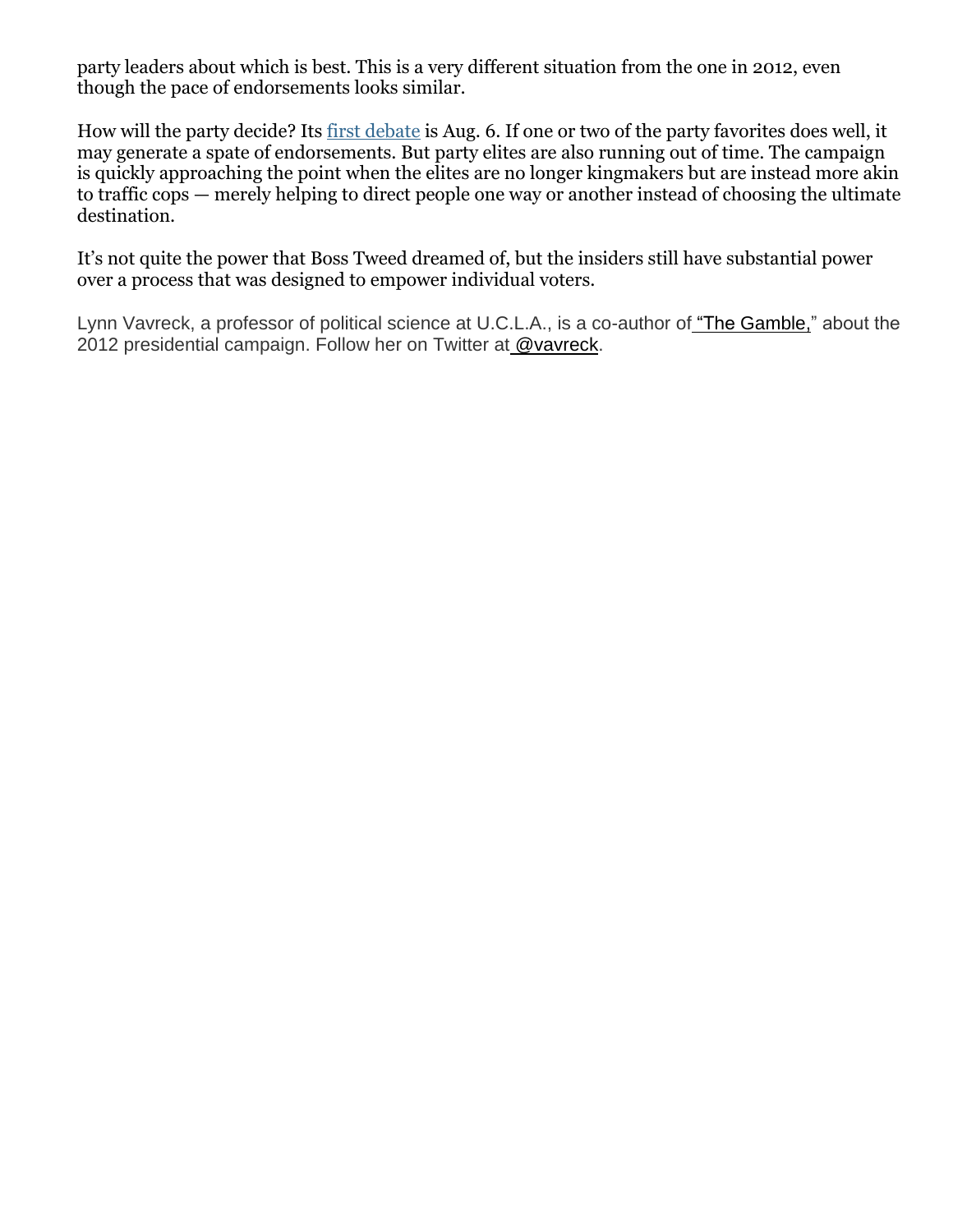party leaders about which is best. This is a very different situation from the one in 2012, even though the pace of endorsements looks similar.

How will the party decide? Its first debate is Aug. 6. If one or two of the party favorites does well, it may generate a spate of endorsements. But party elites are also running out of time. The campaign is quickly approaching the point when the elites are no longer kingmakers but are instead more akin to traffic cops — merely helping to direct people one way or another instead of choosing the ultimate destination.

It's not quite the power that Boss Tweed dreamed of, but the insiders still have substantial power over a process that was designed to empower individual voters.

Lynn Vavreck, a professor of political science at U.C.L.A., is a co-author of "The Gamble," about the 2012 presidential campaign. Follow her on Twitter at @vavreck.